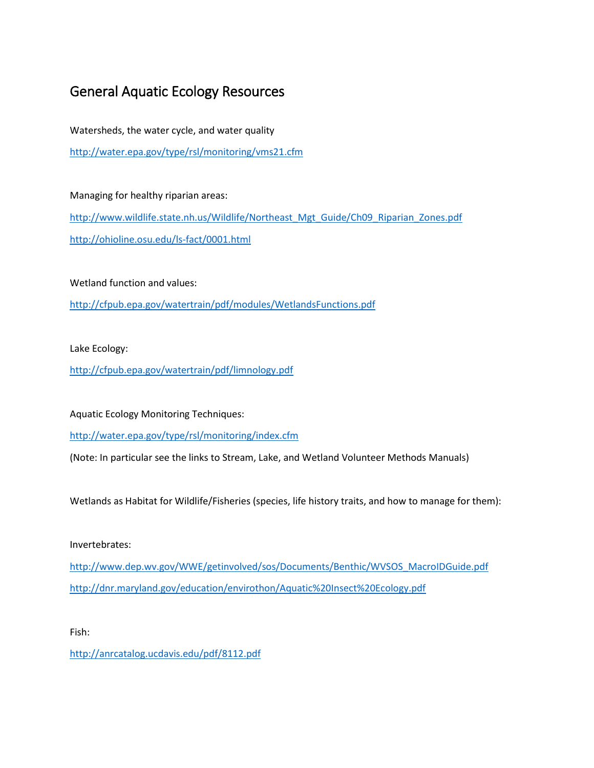# General Aquatic Ecology Resources

Watersheds, the water cycle, and water quality

http://water.epa.gov/type/rsl/monitoring/vms21.cfm

Managing for healthy riparian areas:

http://www.wildlife.state.nh.us/Wildlife/Northeast_Mgt_Guide/Ch09_Riparian_Zones.pdf

http://ohioline.osu.edu/ls-fact/0001.html

Wetland function and values:

http://cfpub.epa.gov/watertrain/pdf/modules/WetlandsFunctions.pdf

Lake Ecology:

http://cfpub.epa.gov/watertrain/pdf/limnology.pdf

Aquatic Ecology Monitoring Techniques:

http://water.epa.gov/type/rsl/monitoring/index.cfm

(Note: In particular see the links to Stream, Lake, and Wetland Volunteer Methods Manuals)

Wetlands as Habitat for Wildlife/Fisheries (species, life history traits, and how to manage for them):

Invertebrates:

http://www.dep.wv.gov/WWE/getinvolved/sos/Documents/Benthic/WVSOS_MacroIDGuide.pdf

http://dnr.maryland.gov/education/envirothon/Aquatic%20Insect%20Ecology.pdf

Fish:

http://anrcatalog.ucdavis.edu/pdf/8112.pdf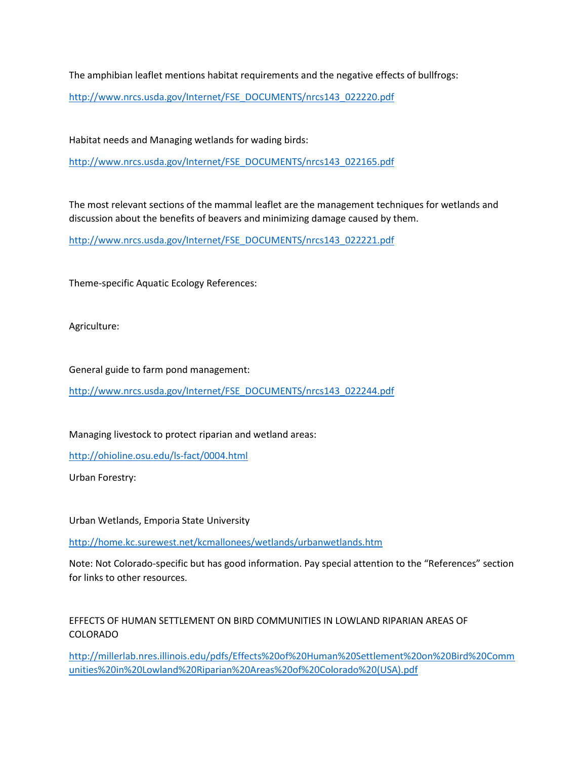The amphibian leaflet mentions habitat requirements and the negative effects of bullfrogs:

http://www.nrcs.usda.gov/Internet/FSE_DOCUMENTS/nrcs143_022220.pdf

Habitat needs and Managing wetlands for wading birds:

http://www.nrcs.usda.gov/Internet/FSE_DOCUMENTS/nrcs143_022165.pdf

The most relevant sections of the mammal leaflet are the management techniques for wetlands and discussion about the benefits of beavers and minimizing damage caused by them.

http://www.nrcs.usda.gov/Internet/FSE_DOCUMENTS/nrcs143_022221.pdf

Theme-specific Aquatic Ecology References:

Agriculture:

General guide to farm pond management:

http://www.nrcs.usda.gov/Internet/FSE_DOCUMENTS/nrcs143_022244.pdf

Managing livestock to protect riparian and wetland areas:

http://ohioline.osu.edu/ls-fact/0004.html

Urban Forestry:

Urban Wetlands, Emporia State University

http://home.kc.surewest.net/kcmallonees/wetlands/urbanwetlands.htm

Note: Not Colorado-specific but has good information. Pay special attention to the "References" section for links to other resources.

EFFECTS OF HUMAN SETTLEMENT ON BIRD COMMUNITIES IN LOWLAND RIPARIAN AREAS OF COLORADO

http://millerlab.nres.illinois.edu/pdfs/Effects%20of%20Human%20Settlement%20on%20Bird%20Communities%20in%20Lowland%20Riparian%20Areas%20of%20Colorado%20(USA).pdf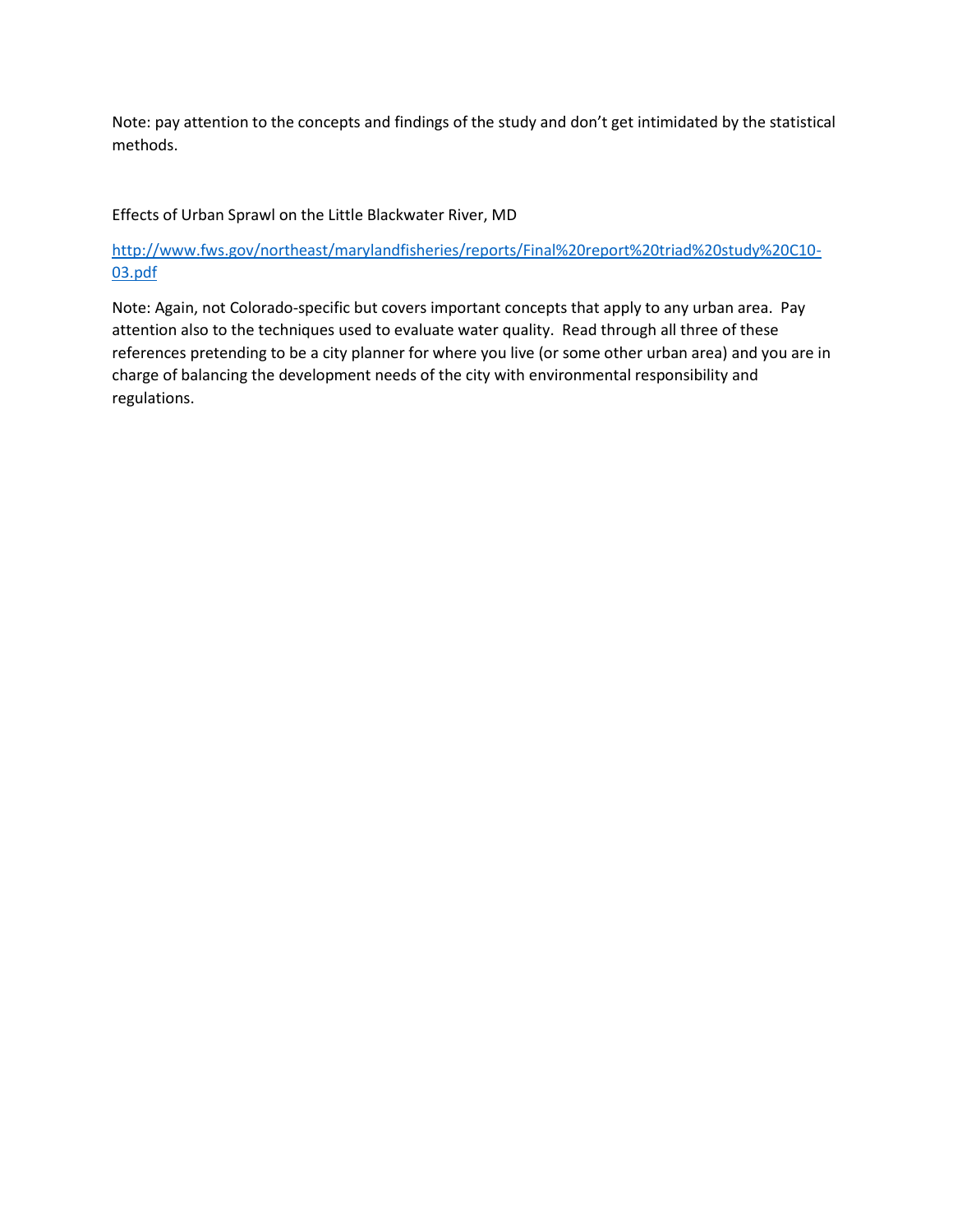Note: pay attention to the concepts and findings of the study and don't get intimidated by the statistical methods.

Effects of Urban Sprawl on the Little Blackwater River, MD

[http://www.fws.gov/northeast/marylandfisheries/reports/Final%20report%20triad%20study%20C10-03.pdf](http://www.fws.gov/northeast/marylandfisheries/reports/Final%20report%20triad%20study%20C10-03.pdf)

Note: Again, not Colorado-specific but covers important concepts that apply to any urban area. Pay attention also to the techniques used to evaluate water quality. Read through all three of these references pretending to be a city planner for where you live (or some other urban area) and you are in charge of balancing the development needs of the city with environmental responsibility and regulations.